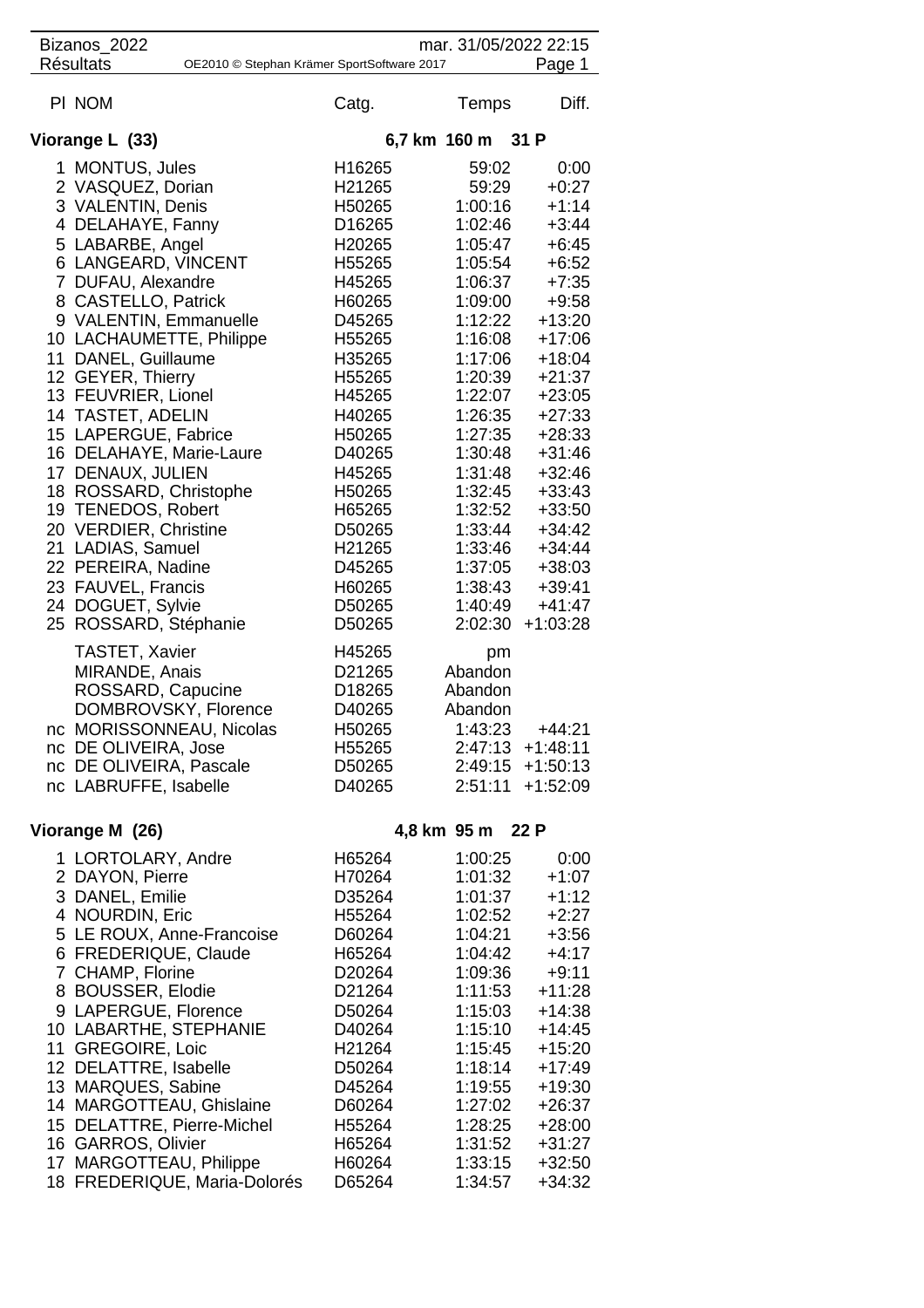Bizanos_2022 mar. 31/05/2022 22:15
Résultats OE2010 © Stephan Krämer SportSoftware 2017

## Viorange L (33) — 6,7 km 160 m 31 P

| Pl | NOM | Catg. | Temps | Diff. |
|---|---|---|---|---|
| 1 | MONTUS, Jules | H16265 | 59:02 | 0:00 |
| 2 | VASQUEZ, Dorian | H21265 | 59:29 | +0:27 |
| 3 | VALENTIN, Denis | H50265 | 1:00:16 | +1:14 |
| 4 | DELAHAYE, Fanny | D16265 | 1:02:46 | +3:44 |
| 5 | LABARBE, Angel | H20265 | 1:05:47 | +6:45 |
| 6 | LANGEARD, VINCENT | H55265 | 1:05:54 | +6:52 |
| 7 | DUFAU, Alexandre | H45265 | 1:06:37 | +7:35 |
| 8 | CASTELLO, Patrick | H60265 | 1:09:00 | +9:58 |
| 9 | VALENTIN, Emmanuelle | D45265 | 1:12:22 | +13:20 |
| 10 | LACHAUMETTE, Philippe | H55265 | 1:16:08 | +17:06 |
| 11 | DANEL, Guillaume | H35265 | 1:17:06 | +18:04 |
| 12 | GEYER, Thierry | H55265 | 1:20:39 | +21:37 |
| 13 | FEUVRIER, Lionel | H45265 | 1:22:07 | +23:05 |
| 14 | TASTET, ADELIN | H40265 | 1:26:35 | +27:33 |
| 15 | LAPERGUE, Fabrice | H50265 | 1:27:35 | +28:33 |
| 16 | DELAHAYE, Marie-Laure | D40265 | 1:30:48 | +31:46 |
| 17 | DENAUX, JULIEN | H45265 | 1:31:48 | +32:46 |
| 18 | ROSSARD, Christophe | H50265 | 1:32:45 | +33:43 |
| 19 | TENEDOS, Robert | H65265 | 1:32:52 | +33:50 |
| 20 | VERDIER, Christine | D50265 | 1:33:44 | +34:42 |
| 21 | LADIAS, Samuel | H21265 | 1:33:46 | +34:44 |
| 22 | PEREIRA, Nadine | D45265 | 1:37:05 | +38:03 |
| 23 | FAUVEL, Francis | H60265 | 1:38:43 | +39:41 |
| 24 | DOGUET, Sylvie | D50265 | 1:40:49 | +41:47 |
| 25 | ROSSARD, Stéphanie | D50265 | 2:02:30 | +1:03:28 |
| | TASTET, Xavier | H45265 | pm | |
| | MIRANDE, Anais | D21265 | Abandon | |
| | ROSSARD, Capucine | D18265 | Abandon | |
| | DOMBROVSKY, Florence | D40265 | Abandon | |
| nc | MORISSONNEAU, Nicolas | H50265 | 1:43:23 | +44:21 |
| nc | DE OLIVEIRA, Jose | H55265 | 2:47:13 | +1:48:11 |
| nc | DE OLIVEIRA, Pascale | D50265 | 2:49:15 | +1:50:13 |
| nc | LABRUFFE, Isabelle | D40265 | 2:51:11 | +1:52:09 |

## Viorange M (26) — 4,8 km 95 m 22 P

| Pl | NOM | Catg. | Temps | Diff. |
|---|---|---|---|---|
| 1 | LORTOLARY, Andre | H65264 | 1:00:25 | 0:00 |
| 2 | DAYON, Pierre | H70264 | 1:01:32 | +1:07 |
| 3 | DANEL, Emilie | D35264 | 1:01:37 | +1:12 |
| 4 | NOURDIN, Eric | H55264 | 1:02:52 | +2:27 |
| 5 | LE ROUX, Anne-Francoise | D60264 | 1:04:21 | +3:56 |
| 6 | FREDERIQUE, Claude | H65264 | 1:04:42 | +4:17 |
| 7 | CHAMP, Florine | D20264 | 1:09:36 | +9:11 |
| 8 | BOUSSER, Elodie | D21264 | 1:11:53 | +11:28 |
| 9 | LAPERGUE, Florence | D50264 | 1:15:03 | +14:38 |
| 10 | LABARTHE, STEPHANIE | D40264 | 1:15:10 | +14:45 |
| 11 | GREGOIRE, Loic | H21264 | 1:15:45 | +15:20 |
| 12 | DELATTRE, Isabelle | D50264 | 1:18:14 | +17:49 |
| 13 | MARQUES, Sabine | D45264 | 1:19:55 | +19:30 |
| 14 | MARGOTTEAU, Ghislaine | D60264 | 1:27:02 | +26:37 |
| 15 | DELATTRE, Pierre-Michel | H55264 | 1:28:25 | +28:00 |
| 16 | GARROS, Olivier | H65264 | 1:31:52 | +31:27 |
| 17 | MARGOTTEAU, Philippe | H60264 | 1:33:15 | +32:50 |
| 18 | FREDERIQUE, Maria-Dolorés | D65264 | 1:34:57 | +34:32 |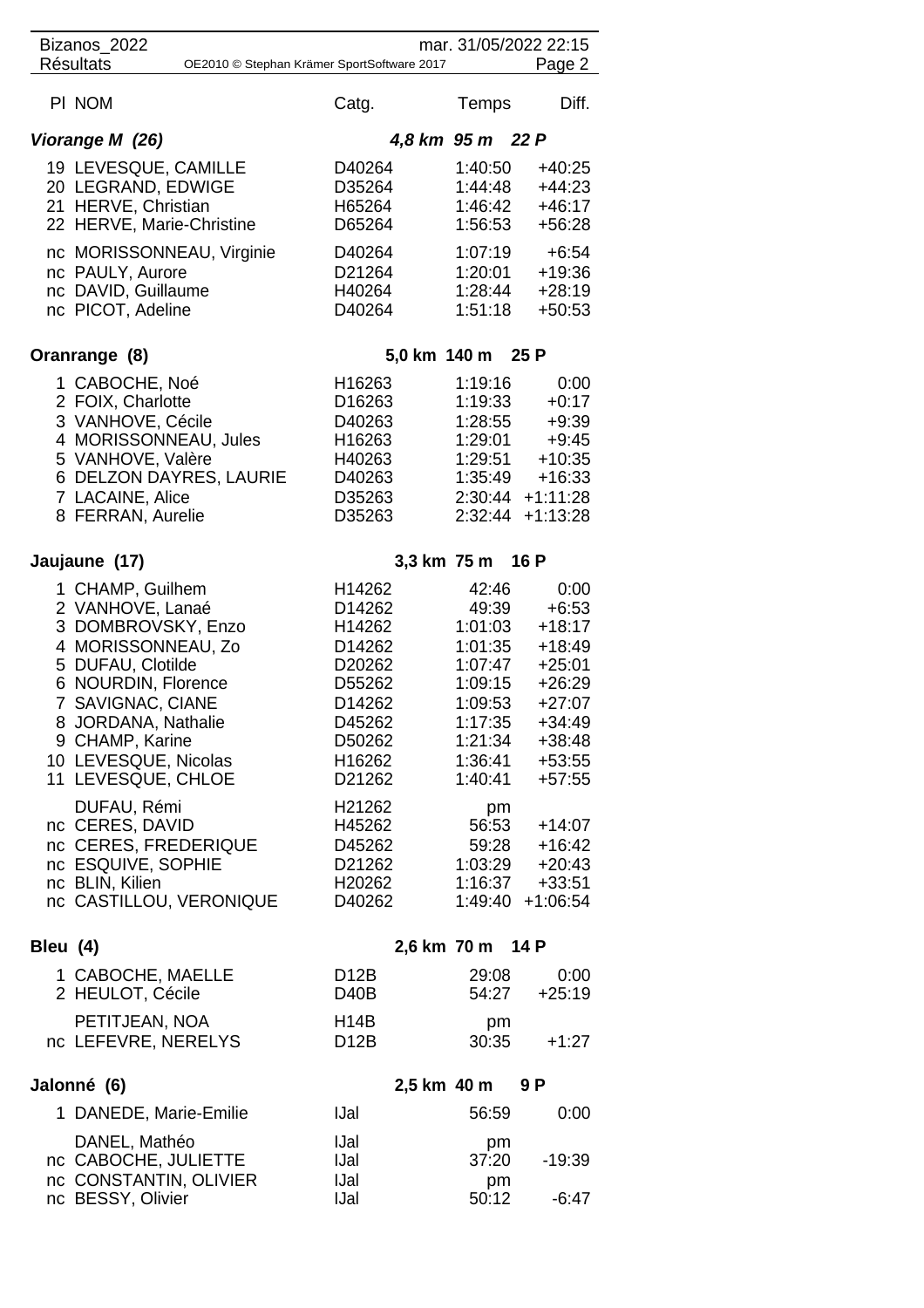| Pl | NOM | Catg. | Temps | Diff. |
|---|---|---|---|---|
| ***Viorange M (26)*** | | ***4,8 km 95 m 22 P*** | | |
| 19 | LEVESQUE, CAMILLE | D40264 | 1:40:50 | +40:25 |
| 20 | LEGRAND, EDWIGE | D35264 | 1:44:48 | +44:23 |
| 21 | HERVE, Christian | H65264 | 1:46:42 | +46:17 |
| 22 | HERVE, Marie-Christine | D65264 | 1:56:53 | +56:28 |
| nc | MORISSONNEAU, Virginie | D40264 | 1:07:19 | +6:54 |
| nc | PAULY, Aurore | D21264 | 1:20:01 | +19:36 |
| nc | DAVID, Guillaume | H40264 | 1:28:44 | +28:19 |
| nc | PICOT, Adeline | D40264 | 1:51:18 | +50:53 |
| **Oranrange (8)** | | **5,0 km 140 m 25 P** | | |
| 1 | CABOCHE, Noé | H16263 | 1:19:16 | 0:00 |
| 2 | FOIX, Charlotte | D16263 | 1:19:33 | +0:17 |
| 3 | VANHOVE, Cécile | D40263 | 1:28:55 | +9:39 |
| 4 | MORISSONNEAU, Jules | H16263 | 1:29:01 | +9:45 |
| 5 | VANHOVE, Valère | H40263 | 1:29:51 | +10:35 |
| 6 | DELZON DAYRES, LAURIE | D40263 | 1:35:49 | +16:33 |
| 7 | LACAINE, Alice | D35263 | 2:30:44 | +1:11:28 |
| 8 | FERRAN, Aurelie | D35263 | 2:32:44 | +1:13:28 |
| **Jaujaune (17)** | | **3,3 km 75 m 16 P** | | |
| 1 | CHAMP, Guilhem | H14262 | 42:46 | 0:00 |
| 2 | VANHOVE, Lanaé | D14262 | 49:39 | +6:53 |
| 3 | DOMBROVSKY, Enzo | H14262 | 1:01:03 | +18:17 |
| 4 | MORISSONNEAU, Zo | D14262 | 1:01:35 | +18:49 |
| 5 | DUFAU, Clotilde | D20262 | 1:07:47 | +25:01 |
| 6 | NOURDIN, Florence | D55262 | 1:09:15 | +26:29 |
| 7 | SAVIGNAC, CIANE | D14262 | 1:09:53 | +27:07 |
| 8 | JORDANA, Nathalie | D45262 | 1:17:35 | +34:49 |
| 9 | CHAMP, Karine | D50262 | 1:21:34 | +38:48 |
| 10 | LEVESQUE, Nicolas | H16262 | 1:36:41 | +53:55 |
| 11 | LEVESQUE, CHLOE | D21262 | 1:40:41 | +57:55 |
| | DUFAU, Rémi | H21262 | pm | |
| nc | CERES, DAVID | H45262 | 56:53 | +14:07 |
| nc | CERES, FREDERIQUE | D45262 | 59:28 | +16:42 |
| nc | ESQUIVE, SOPHIE | D21262 | 1:03:29 | +20:43 |
| nc | BLIN, Kilien | H20262 | 1:16:37 | +33:51 |
| nc | CASTILLOU, VERONIQUE | D40262 | 1:49:40 | +1:06:54 |
| **Bleu (4)** | | **2,6 km 70 m 14 P** | | |
| 1 | CABOCHE, MAELLE | D12B | 29:08 | 0:00 |
| 2 | HEULOT, Cécile | D40B | 54:27 | +25:19 |
| | PETITJEAN, NOA | H14B | pm | |
| nc | LEFEVRE, NERELYS | D12B | 30:35 | +1:27 |
| **Jalonné (6)** | | **2,5 km 40 m 9 P** | | |
| 1 | DANEDE, Marie-Emilie | lJal | 56:59 | 0:00 |
| | DANEL, Mathéo | lJal | pm | |
| nc | CABOCHE, JULIETTE | lJal | 37:20 | -19:39 |
| nc | CONSTANTIN, OLIVIER | lJal | pm | |
| nc | BESSY, Olivier | lJal | 50:12 | -6:47 |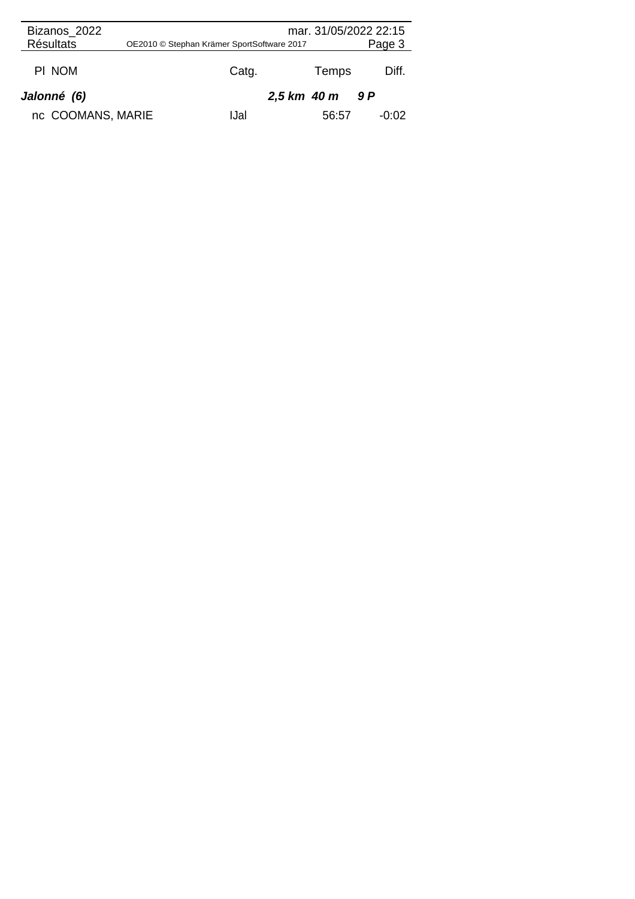| Pl | NOM | Catg. | Temps | Diff. |
|---|---|---|---|---|
| ***Jalonné (6)*** | | | ***2,5 km 40 m*** | ***9 P*** |
| nc | COOMANS, MARIE | IJal | 56:57 | -0:02 |